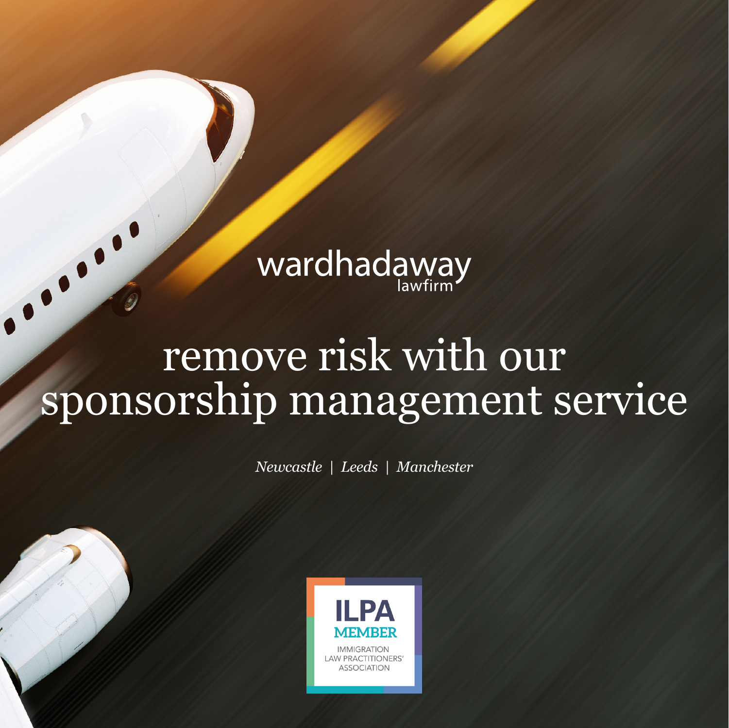wardhadaway
lawfirm

# remove risk with our sponsorship management service

*Newcastle | Leeds | Manchester*

ILPA MEMBER
IMMIGRATION LAW PRACTITIONERS' ASSOCIATION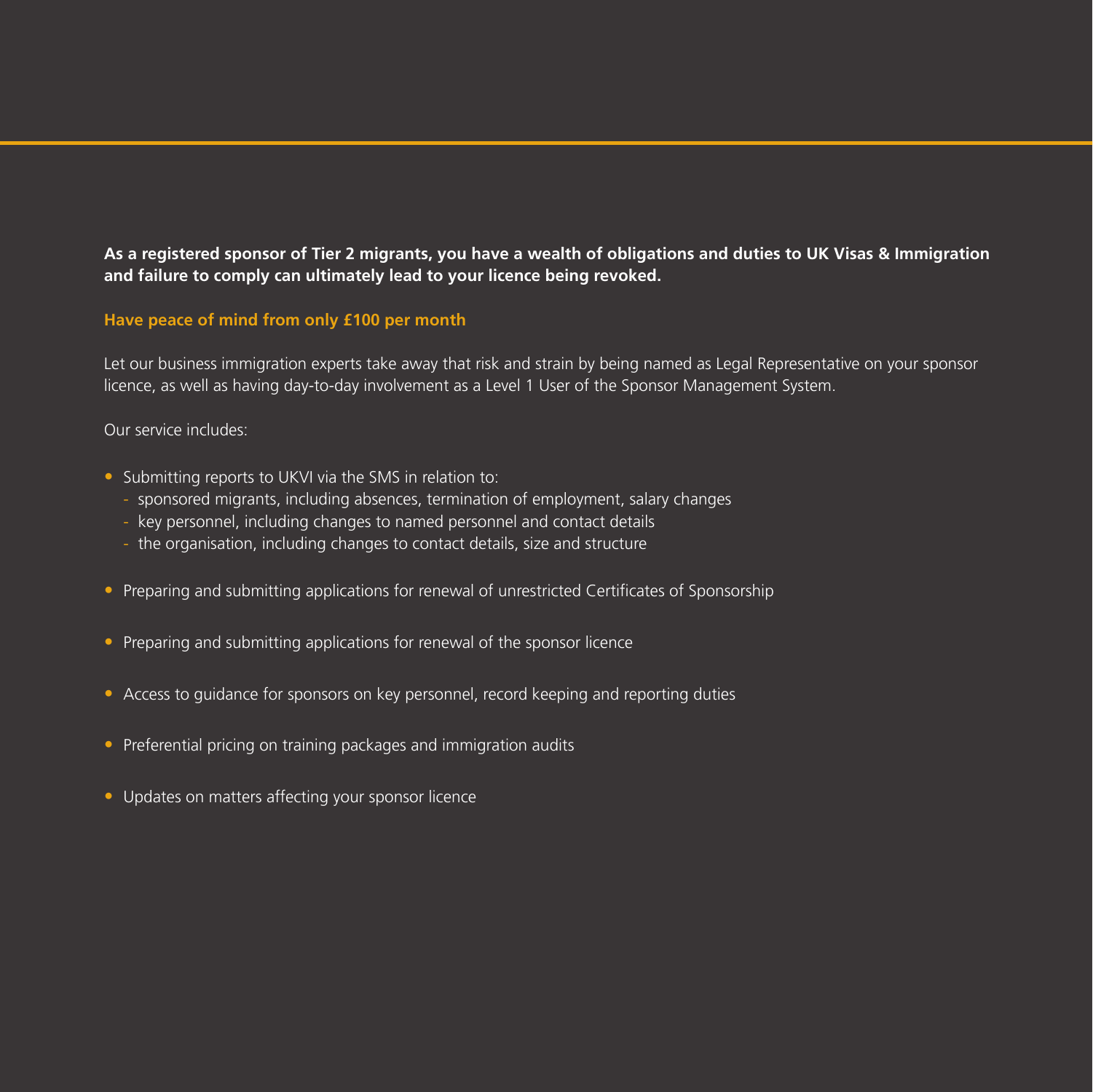**As a registered sponsor of Tier 2 migrants, you have a wealth of obligations and duties to UK Visas & Immigration and failure to comply can ultimately lead to your licence being revoked.**

**Have peace of mind from only £100 per month**

Let our business immigration experts take away that risk and strain by being named as Legal Representative on your sponsor licence, as well as having day-to-day involvement as a Level 1 User of the Sponsor Management System.

Our service includes:

- Submitting reports to UKVI via the SMS in relation to:
  - sponsored migrants, including absences, termination of employment, salary changes
  - key personnel, including changes to named personnel and contact details
  - the organisation, including changes to contact details, size and structure
- Preparing and submitting applications for renewal of unrestricted Certificates of Sponsorship
- Preparing and submitting applications for renewal of the sponsor licence
- Access to guidance for sponsors on key personnel, record keeping and reporting duties
- Preferential pricing on training packages and immigration audits
- Updates on matters affecting your sponsor licence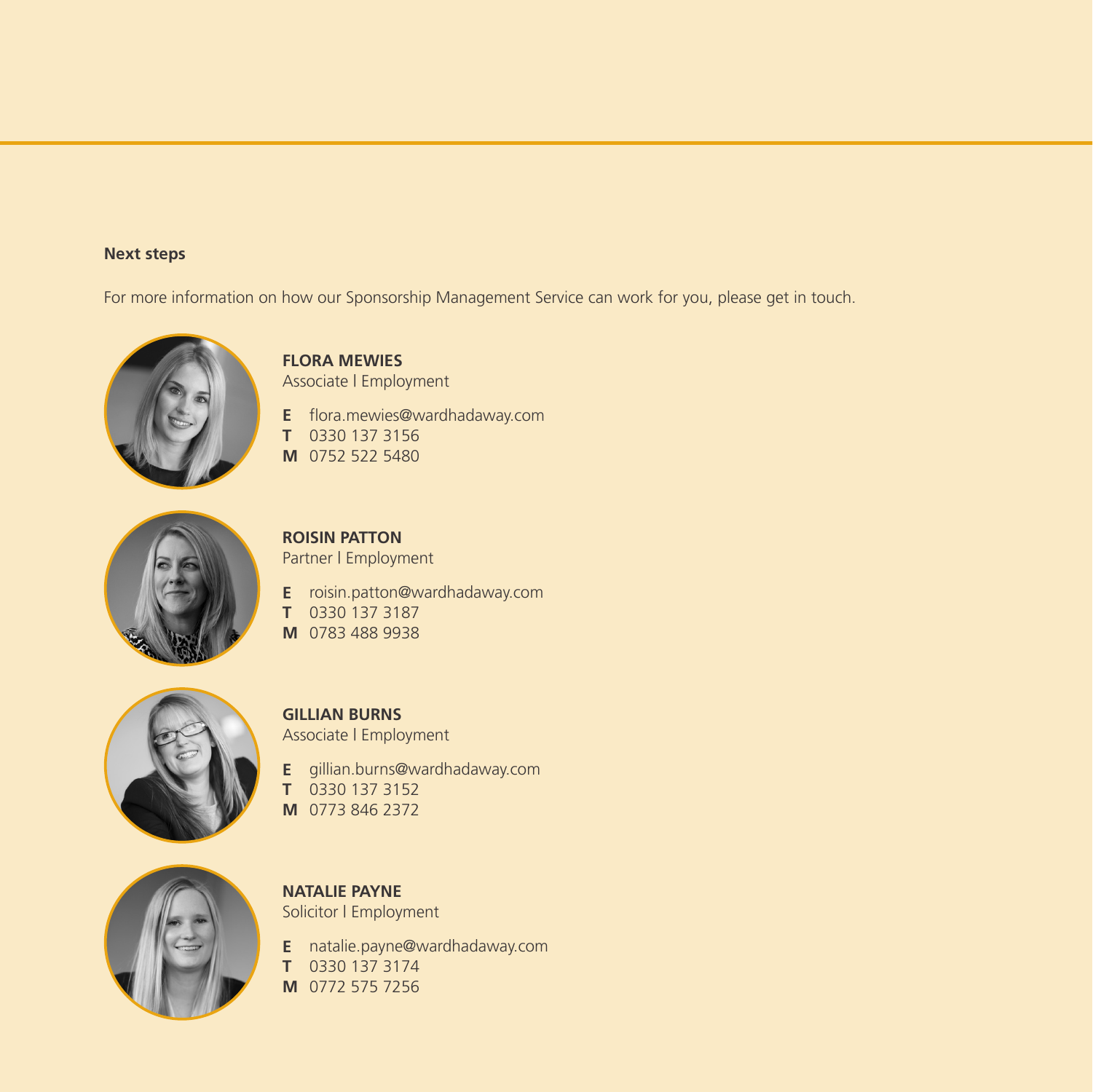**Next steps**

For more information on how our Sponsorship Management Service can work for you, please get in touch.

**FLORA MEWIES**
Associate I Employment

**E** flora.mewies@wardhadaway.com
**T** 0330 137 3156
**M** 0752 522 5480

**ROISIN PATTON**
Partner I Employment

**E** roisin.patton@wardhadaway.com
**T** 0330 137 3187
**M** 0783 488 9938

**GILLIAN BURNS**
Associate I Employment

**E** gillian.burns@wardhadaway.com
**T** 0330 137 3152
**M** 0773 846 2372

**NATALIE PAYNE**
Solicitor I Employment

**E** natalie.payne@wardhadaway.com
**T** 0330 137 3174
**M** 0772 575 7256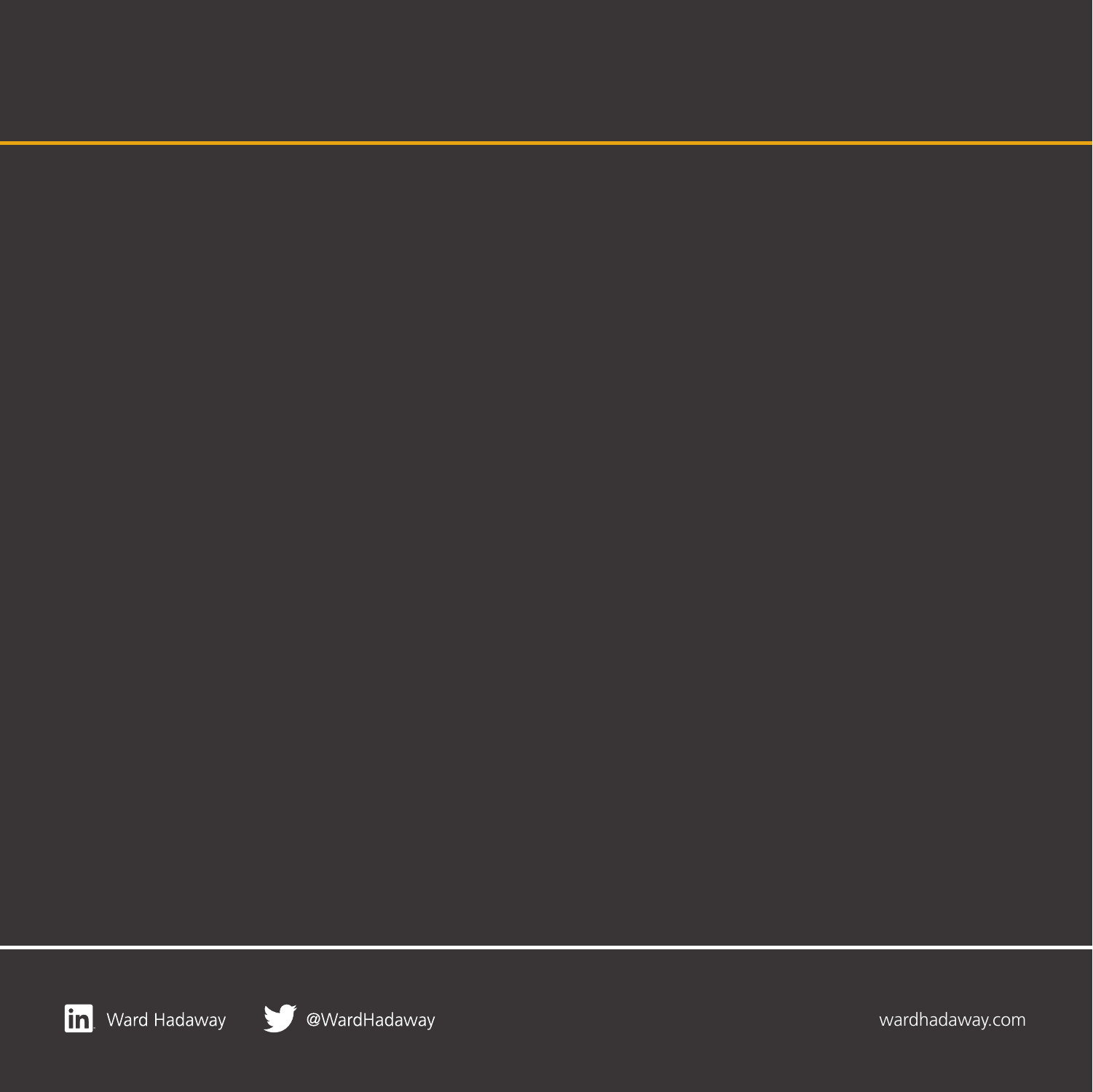Ward Hadaway

@WardHadaway

wardhadaway.com